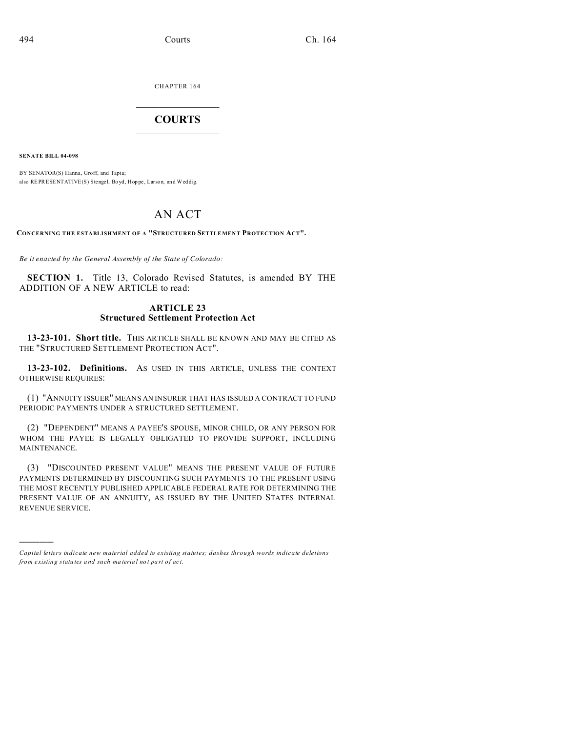CHAPTER 164

# COURTS

**SENATE BILL 04-098**

BY SENATOR(S) Hanna, Groff, and Tapia;
also REPRESENTATIVE(S) Stengel, Boyd, Hoppe, Larson, and Weddig.

# AN ACT

**CONCERNING THE ESTABLISHMENT OF A "STRUCTURED SETTLEMENT PROTECTION ACT".**

*Be it enacted by the General Assembly of the State of Colorado:*

**SECTION 1.** Title 13, Colorado Revised Statutes, is amended BY THE ADDITION OF A NEW ARTICLE to read:

## ARTICLE 23
## Structured Settlement Protection Act

**13-23-101. Short title.** THIS ARTICLE SHALL BE KNOWN AND MAY BE CITED AS THE "STRUCTURED SETTLEMENT PROTECTION ACT".

**13-23-102. Definitions.** AS USED IN THIS ARTICLE, UNLESS THE CONTEXT OTHERWISE REQUIRES:

(1) "ANNUITY ISSUER" MEANS AN INSURER THAT HAS ISSUED A CONTRACT TO FUND PERIODIC PAYMENTS UNDER A STRUCTURED SETTLEMENT.

(2) "DEPENDENT" MEANS A PAYEE'S SPOUSE, MINOR CHILD, OR ANY PERSON FOR WHOM THE PAYEE IS LEGALLY OBLIGATED TO PROVIDE SUPPORT, INCLUDING MAINTENANCE.

(3) "DISCOUNTED PRESENT VALUE" MEANS THE PRESENT VALUE OF FUTURE PAYMENTS DETERMINED BY DISCOUNTING SUCH PAYMENTS TO THE PRESENT USING THE MOST RECENTLY PUBLISHED APPLICABLE FEDERAL RATE FOR DETERMINING THE PRESENT VALUE OF AN ANNUITY, AS ISSUED BY THE UNITED STATES INTERNAL REVENUE SERVICE.

---

*Capital letters indicate new material added to existing statutes; dashes through words indicate deletions from existing statutes and such material not part of act.*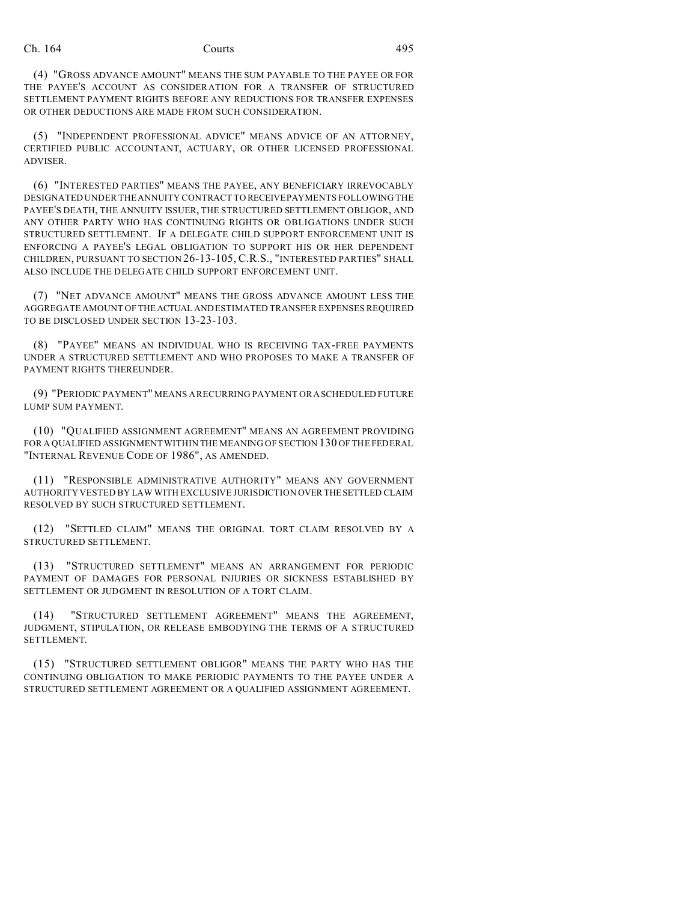(4) "GROSS ADVANCE AMOUNT" MEANS THE SUM PAYABLE TO THE PAYEE OR FOR THE PAYEE'S ACCOUNT AS CONSIDERATION FOR A TRANSFER OF STRUCTURED SETTLEMENT PAYMENT RIGHTS BEFORE ANY REDUCTIONS FOR TRANSFER EXPENSES OR OTHER DEDUCTIONS ARE MADE FROM SUCH CONSIDERATION.

(5) "INDEPENDENT PROFESSIONAL ADVICE" MEANS ADVICE OF AN ATTORNEY, CERTIFIED PUBLIC ACCOUNTANT, ACTUARY, OR OTHER LICENSED PROFESSIONAL ADVISER.

(6) "INTERESTED PARTIES" MEANS THE PAYEE, ANY BENEFICIARY IRREVOCABLY DESIGNATED UNDER THE ANNUITY CONTRACT TO RECEIVE PAYMENTS FOLLOWING THE PAYEE'S DEATH, THE ANNUITY ISSUER, THE STRUCTURED SETTLEMENT OBLIGOR, AND ANY OTHER PARTY WHO HAS CONTINUING RIGHTS OR OBLIGATIONS UNDER SUCH STRUCTURED SETTLEMENT. IF A DELEGATE CHILD SUPPORT ENFORCEMENT UNIT IS ENFORCING A PAYEE'S LEGAL OBLIGATION TO SUPPORT HIS OR HER DEPENDENT CHILDREN, PURSUANT TO SECTION 26-13-105, C.R.S., "INTERESTED PARTIES" SHALL ALSO INCLUDE THE DELEGATE CHILD SUPPORT ENFORCEMENT UNIT.

(7) "NET ADVANCE AMOUNT" MEANS THE GROSS ADVANCE AMOUNT LESS THE AGGREGATE AMOUNT OF THE ACTUAL AND ESTIMATED TRANSFER EXPENSES REQUIRED TO BE DISCLOSED UNDER SECTION 13-23-103.

(8) "PAYEE" MEANS AN INDIVIDUAL WHO IS RECEIVING TAX-FREE PAYMENTS UNDER A STRUCTURED SETTLEMENT AND WHO PROPOSES TO MAKE A TRANSFER OF PAYMENT RIGHTS THEREUNDER.

(9) "PERIODIC PAYMENT" MEANS A RECURRING PAYMENT OR A SCHEDULED FUTURE LUMP SUM PAYMENT.

(10) "QUALIFIED ASSIGNMENT AGREEMENT" MEANS AN AGREEMENT PROVIDING FOR A QUALIFIED ASSIGNMENT WITHIN THE MEANING OF SECTION 130 OF THE FEDERAL "INTERNAL REVENUE CODE OF 1986", AS AMENDED.

(11) "RESPONSIBLE ADMINISTRATIVE AUTHORITY" MEANS ANY GOVERNMENT AUTHORITY VESTED BY LAW WITH EXCLUSIVE JURISDICTION OVER THE SETTLED CLAIM RESOLVED BY SUCH STRUCTURED SETTLEMENT.

(12) "SETTLED CLAIM" MEANS THE ORIGINAL TORT CLAIM RESOLVED BY A STRUCTURED SETTLEMENT.

(13) "STRUCTURED SETTLEMENT" MEANS AN ARRANGEMENT FOR PERIODIC PAYMENT OF DAMAGES FOR PERSONAL INJURIES OR SICKNESS ESTABLISHED BY SETTLEMENT OR JUDGMENT IN RESOLUTION OF A TORT CLAIM.

(14) "STRUCTURED SETTLEMENT AGREEMENT" MEANS THE AGREEMENT, JUDGMENT, STIPULATION, OR RELEASE EMBODYING THE TERMS OF A STRUCTURED SETTLEMENT.

(15) "STRUCTURED SETTLEMENT OBLIGOR" MEANS THE PARTY WHO HAS THE CONTINUING OBLIGATION TO MAKE PERIODIC PAYMENTS TO THE PAYEE UNDER A STRUCTURED SETTLEMENT AGREEMENT OR A QUALIFIED ASSIGNMENT AGREEMENT.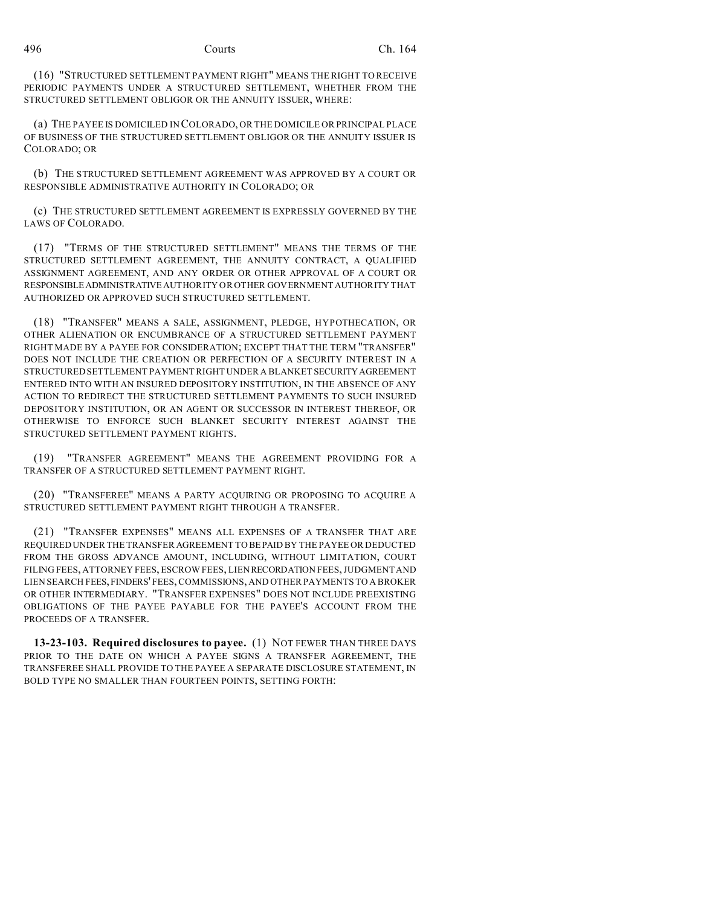(16) "STRUCTURED SETTLEMENT PAYMENT RIGHT" MEANS THE RIGHT TO RECEIVE PERIODIC PAYMENTS UNDER A STRUCTURED SETTLEMENT, WHETHER FROM THE STRUCTURED SETTLEMENT OBLIGOR OR THE ANNUITY ISSUER, WHERE:

(a) THE PAYEE IS DOMICILED IN COLORADO, OR THE DOMICILE OR PRINCIPAL PLACE OF BUSINESS OF THE STRUCTURED SETTLEMENT OBLIGOR OR THE ANNUITY ISSUER IS COLORADO; OR

(b) THE STRUCTURED SETTLEMENT AGREEMENT WAS APPROVED BY A COURT OR RESPONSIBLE ADMINISTRATIVE AUTHORITY IN COLORADO; OR

(c) THE STRUCTURED SETTLEMENT AGREEMENT IS EXPRESSLY GOVERNED BY THE LAWS OF COLORADO.

(17) "TERMS OF THE STRUCTURED SETTLEMENT" MEANS THE TERMS OF THE STRUCTURED SETTLEMENT AGREEMENT, THE ANNUITY CONTRACT, A QUALIFIED ASSIGNMENT AGREEMENT, AND ANY ORDER OR OTHER APPROVAL OF A COURT OR RESPONSIBLE ADMINISTRATIVE AUTHORITY OR OTHER GOVERNMENT AUTHORITY THAT AUTHORIZED OR APPROVED SUCH STRUCTURED SETTLEMENT.

(18) "TRANSFER" MEANS A SALE, ASSIGNMENT, PLEDGE, HYPOTHECATION, OR OTHER ALIENATION OR ENCUMBRANCE OF A STRUCTURED SETTLEMENT PAYMENT RIGHT MADE BY A PAYEE FOR CONSIDERATION; EXCEPT THAT THE TERM "TRANSFER" DOES NOT INCLUDE THE CREATION OR PERFECTION OF A SECURITY INTEREST IN A STRUCTURED SETTLEMENT PAYMENT RIGHT UNDER A BLANKET SECURITY AGREEMENT ENTERED INTO WITH AN INSURED DEPOSITORY INSTITUTION, IN THE ABSENCE OF ANY ACTION TO REDIRECT THE STRUCTURED SETTLEMENT PAYMENTS TO SUCH INSURED DEPOSITORY INSTITUTION, OR AN AGENT OR SUCCESSOR IN INTEREST THEREOF, OR OTHERWISE TO ENFORCE SUCH BLANKET SECURITY INTEREST AGAINST THE STRUCTURED SETTLEMENT PAYMENT RIGHTS.

(19) "TRANSFER AGREEMENT" MEANS THE AGREEMENT PROVIDING FOR A TRANSFER OF A STRUCTURED SETTLEMENT PAYMENT RIGHT.

(20) "TRANSFEREE" MEANS A PARTY ACQUIRING OR PROPOSING TO ACQUIRE A STRUCTURED SETTLEMENT PAYMENT RIGHT THROUGH A TRANSFER.

(21) "TRANSFER EXPENSES" MEANS ALL EXPENSES OF A TRANSFER THAT ARE REQUIRED UNDER THE TRANSFER AGREEMENT TO BE PAID BY THE PAYEE OR DEDUCTED FROM THE GROSS ADVANCE AMOUNT, INCLUDING, WITHOUT LIMITATION, COURT FILING FEES, ATTORNEY FEES, ESCROW FEES, LIEN RECORDATION FEES, JUDGMENT AND LIEN SEARCH FEES, FINDERS' FEES, COMMISSIONS, AND OTHER PAYMENTS TO A BROKER OR OTHER INTERMEDIARY. "TRANSFER EXPENSES" DOES NOT INCLUDE PREEXISTING OBLIGATIONS OF THE PAYEE PAYABLE FOR THE PAYEE'S ACCOUNT FROM THE PROCEEDS OF A TRANSFER.

**13-23-103. Required disclosures to payee.** (1) NOT FEWER THAN THREE DAYS PRIOR TO THE DATE ON WHICH A PAYEE SIGNS A TRANSFER AGREEMENT, THE TRANSFEREE SHALL PROVIDE TO THE PAYEE A SEPARATE DISCLOSURE STATEMENT, IN BOLD TYPE NO SMALLER THAN FOURTEEN POINTS, SETTING FORTH: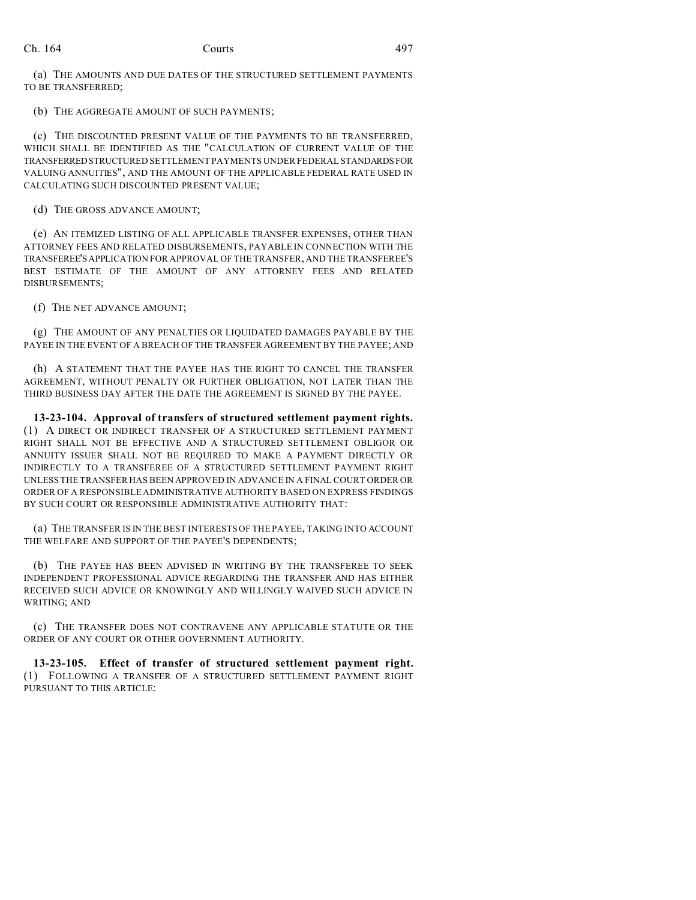(a) THE AMOUNTS AND DUE DATES OF THE STRUCTURED SETTLEMENT PAYMENTS TO BE TRANSFERRED;

(b) THE AGGREGATE AMOUNT OF SUCH PAYMENTS;

(c) THE DISCOUNTED PRESENT VALUE OF THE PAYMENTS TO BE TRANSFERRED, WHICH SHALL BE IDENTIFIED AS THE "CALCULATION OF CURRENT VALUE OF THE TRANSFERRED STRUCTURED SETTLEMENT PAYMENTS UNDER FEDERAL STANDARDS FOR VALUING ANNUITIES", AND THE AMOUNT OF THE APPLICABLE FEDERAL RATE USED IN CALCULATING SUCH DISCOUNTED PRESENT VALUE;

(d) THE GROSS ADVANCE AMOUNT;

(e) AN ITEMIZED LISTING OF ALL APPLICABLE TRANSFER EXPENSES, OTHER THAN ATTORNEY FEES AND RELATED DISBURSEMENTS, PAYABLE IN CONNECTION WITH THE TRANSFEREE'S APPLICATION FOR APPROVAL OF THE TRANSFER, AND THE TRANSFEREE'S BEST ESTIMATE OF THE AMOUNT OF ANY ATTORNEY FEES AND RELATED DISBURSEMENTS;

(f) THE NET ADVANCE AMOUNT;

(g) THE AMOUNT OF ANY PENALTIES OR LIQUIDATED DAMAGES PAYABLE BY THE PAYEE IN THE EVENT OF A BREACH OF THE TRANSFER AGREEMENT BY THE PAYEE; AND

(h) A STATEMENT THAT THE PAYEE HAS THE RIGHT TO CANCEL THE TRANSFER AGREEMENT, WITHOUT PENALTY OR FURTHER OBLIGATION, NOT LATER THAN THE THIRD BUSINESS DAY AFTER THE DATE THE AGREEMENT IS SIGNED BY THE PAYEE.

**13-23-104. Approval of transfers of structured settlement payment rights.** (1) A DIRECT OR INDIRECT TRANSFER OF A STRUCTURED SETTLEMENT PAYMENT RIGHT SHALL NOT BE EFFECTIVE AND A STRUCTURED SETTLEMENT OBLIGOR OR ANNUITY ISSUER SHALL NOT BE REQUIRED TO MAKE A PAYMENT DIRECTLY OR INDIRECTLY TO A TRANSFEREE OF A STRUCTURED SETTLEMENT PAYMENT RIGHT UNLESS THE TRANSFER HAS BEEN APPROVED IN ADVANCE IN A FINAL COURT ORDER OR ORDER OF A RESPONSIBLE ADMINISTRATIVE AUTHORITY BASED ON EXPRESS FINDINGS BY SUCH COURT OR RESPONSIBLE ADMINISTRATIVE AUTHORITY THAT:

(a) THE TRANSFER IS IN THE BEST INTERESTS OF THE PAYEE, TAKING INTO ACCOUNT THE WELFARE AND SUPPORT OF THE PAYEE'S DEPENDENTS;

(b) THE PAYEE HAS BEEN ADVISED IN WRITING BY THE TRANSFEREE TO SEEK INDEPENDENT PROFESSIONAL ADVICE REGARDING THE TRANSFER AND HAS EITHER RECEIVED SUCH ADVICE OR KNOWINGLY AND WILLINGLY WAIVED SUCH ADVICE IN WRITING; AND

(c) THE TRANSFER DOES NOT CONTRAVENE ANY APPLICABLE STATUTE OR THE ORDER OF ANY COURT OR OTHER GOVERNMENT AUTHORITY.

**13-23-105. Effect of transfer of structured settlement payment right.** (1) FOLLOWING A TRANSFER OF A STRUCTURED SETTLEMENT PAYMENT RIGHT PURSUANT TO THIS ARTICLE: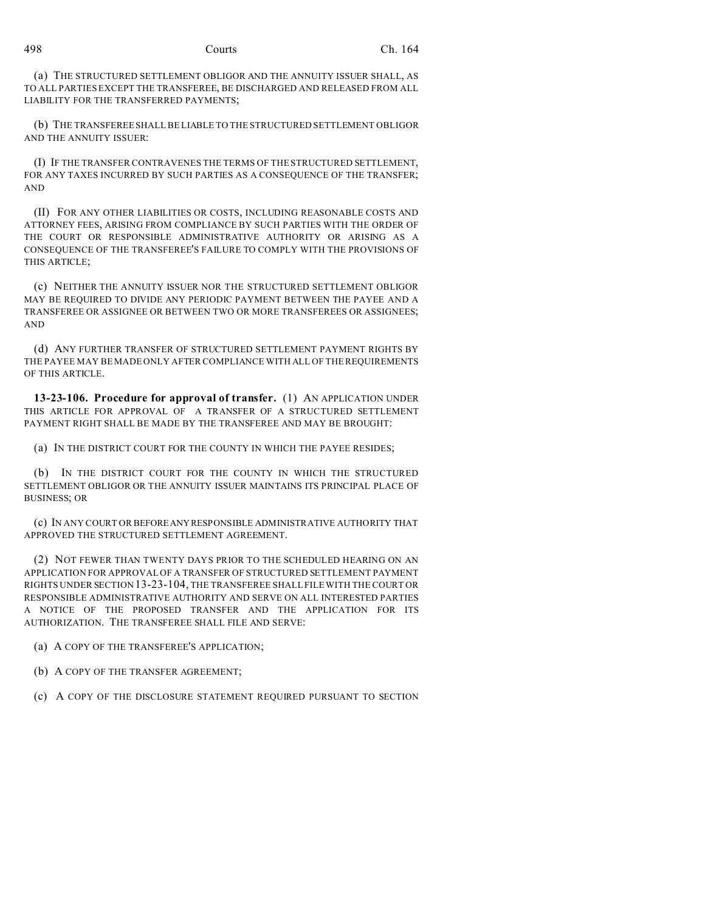(a) THE STRUCTURED SETTLEMENT OBLIGOR AND THE ANNUITY ISSUER SHALL, AS TO ALL PARTIES EXCEPT THE TRANSFEREE, BE DISCHARGED AND RELEASED FROM ALL LIABILITY FOR THE TRANSFERRED PAYMENTS;

(b) THE TRANSFEREE SHALL BE LIABLE TO THE STRUCTURED SETTLEMENT OBLIGOR AND THE ANNUITY ISSUER:

(I) IF THE TRANSFER CONTRAVENES THE TERMS OF THE STRUCTURED SETTLEMENT, FOR ANY TAXES INCURRED BY SUCH PARTIES AS A CONSEQUENCE OF THE TRANSFER; AND

(II) FOR ANY OTHER LIABILITIES OR COSTS, INCLUDING REASONABLE COSTS AND ATTORNEY FEES, ARISING FROM COMPLIANCE BY SUCH PARTIES WITH THE ORDER OF THE COURT OR RESPONSIBLE ADMINISTRATIVE AUTHORITY OR ARISING AS A CONSEQUENCE OF THE TRANSFEREE'S FAILURE TO COMPLY WITH THE PROVISIONS OF THIS ARTICLE;

(c) NEITHER THE ANNUITY ISSUER NOR THE STRUCTURED SETTLEMENT OBLIGOR MAY BE REQUIRED TO DIVIDE ANY PERIODIC PAYMENT BETWEEN THE PAYEE AND A TRANSFEREE OR ASSIGNEE OR BETWEEN TWO OR MORE TRANSFEREES OR ASSIGNEES; AND

(d) ANY FURTHER TRANSFER OF STRUCTURED SETTLEMENT PAYMENT RIGHTS BY THE PAYEE MAY BE MADE ONLY AFTER COMPLIANCE WITH ALL OF THE REQUIREMENTS OF THIS ARTICLE.

**13-23-106. Procedure for approval of transfer.** (1) AN APPLICATION UNDER THIS ARTICLE FOR APPROVAL OF A TRANSFER OF A STRUCTURED SETTLEMENT PAYMENT RIGHT SHALL BE MADE BY THE TRANSFEREE AND MAY BE BROUGHT:

(a) IN THE DISTRICT COURT FOR THE COUNTY IN WHICH THE PAYEE RESIDES;

(b) IN THE DISTRICT COURT FOR THE COUNTY IN WHICH THE STRUCTURED SETTLEMENT OBLIGOR OR THE ANNUITY ISSUER MAINTAINS ITS PRINCIPAL PLACE OF BUSINESS; OR

(c) IN ANY COURT OR BEFORE ANY RESPONSIBLE ADMINISTRATIVE AUTHORITY THAT APPROVED THE STRUCTURED SETTLEMENT AGREEMENT.

(2) NOT FEWER THAN TWENTY DAYS PRIOR TO THE SCHEDULED HEARING ON AN APPLICATION FOR APPROVAL OF A TRANSFER OF STRUCTURED SETTLEMENT PAYMENT RIGHTS UNDER SECTION 13-23-104, THE TRANSFEREE SHALL FILE WITH THE COURT OR RESPONSIBLE ADMINISTRATIVE AUTHORITY AND SERVE ON ALL INTERESTED PARTIES A NOTICE OF THE PROPOSED TRANSFER AND THE APPLICATION FOR ITS AUTHORIZATION. THE TRANSFEREE SHALL FILE AND SERVE:

(a) A COPY OF THE TRANSFEREE'S APPLICATION;

(b) A COPY OF THE TRANSFER AGREEMENT;

(c) A COPY OF THE DISCLOSURE STATEMENT REQUIRED PURSUANT TO SECTION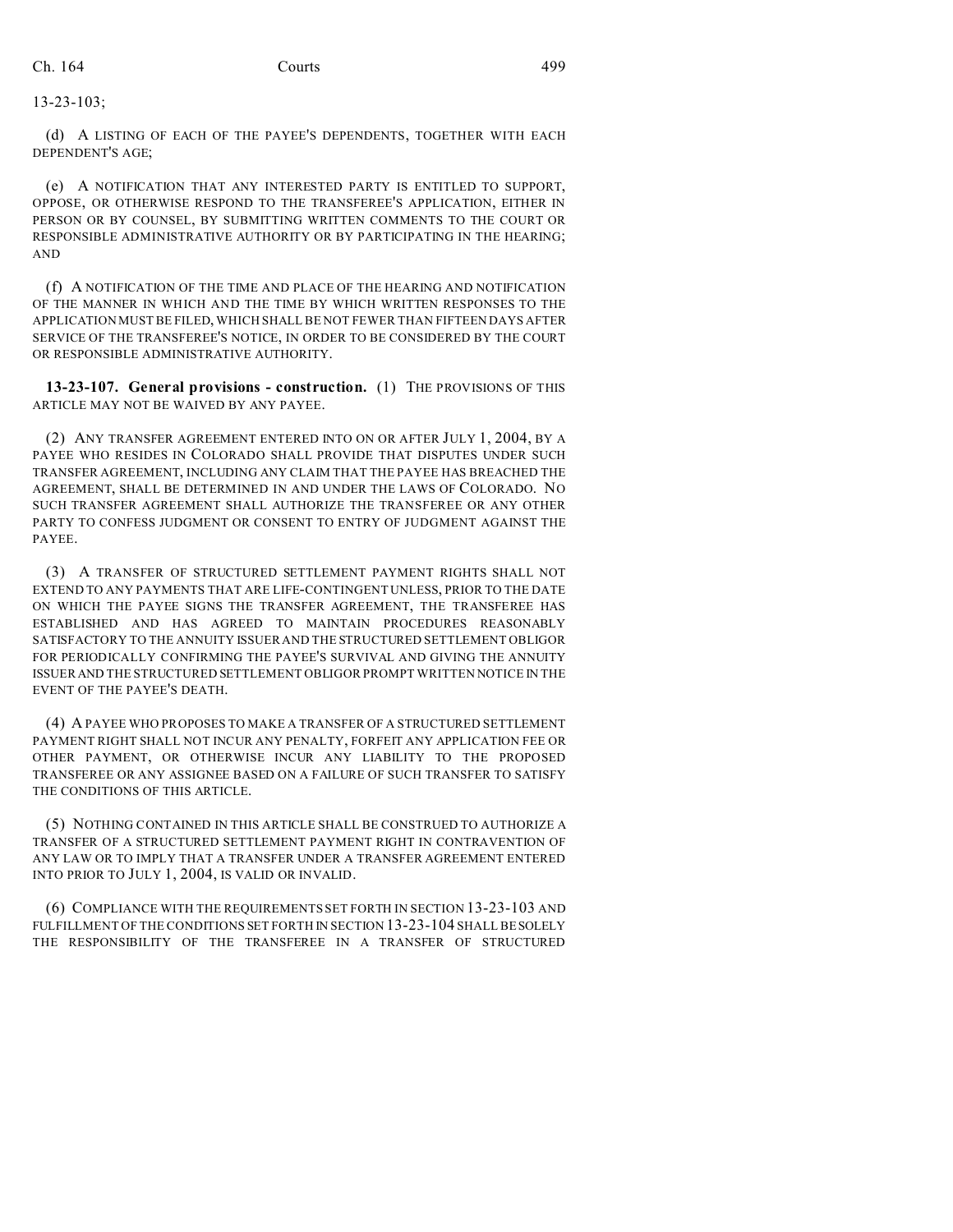13-23-103;

(d) A LISTING OF EACH OF THE PAYEE'S DEPENDENTS, TOGETHER WITH EACH DEPENDENT'S AGE;

(e) A NOTIFICATION THAT ANY INTERESTED PARTY IS ENTITLED TO SUPPORT, OPPOSE, OR OTHERWISE RESPOND TO THE TRANSFEREE'S APPLICATION, EITHER IN PERSON OR BY COUNSEL, BY SUBMITTING WRITTEN COMMENTS TO THE COURT OR RESPONSIBLE ADMINISTRATIVE AUTHORITY OR BY PARTICIPATING IN THE HEARING; AND

(f) A NOTIFICATION OF THE TIME AND PLACE OF THE HEARING AND NOTIFICATION OF THE MANNER IN WHICH AND THE TIME BY WHICH WRITTEN RESPONSES TO THE APPLICATION MUST BE FILED, WHICH SHALL BE NOT FEWER THAN FIFTEEN DAYS AFTER SERVICE OF THE TRANSFEREE'S NOTICE, IN ORDER TO BE CONSIDERED BY THE COURT OR RESPONSIBLE ADMINISTRATIVE AUTHORITY.

**13-23-107. General provisions - construction.** (1) THE PROVISIONS OF THIS ARTICLE MAY NOT BE WAIVED BY ANY PAYEE.

(2) ANY TRANSFER AGREEMENT ENTERED INTO ON OR AFTER JULY 1, 2004, BY A PAYEE WHO RESIDES IN COLORADO SHALL PROVIDE THAT DISPUTES UNDER SUCH TRANSFER AGREEMENT, INCLUDING ANY CLAIM THAT THE PAYEE HAS BREACHED THE AGREEMENT, SHALL BE DETERMINED IN AND UNDER THE LAWS OF COLORADO. NO SUCH TRANSFER AGREEMENT SHALL AUTHORIZE THE TRANSFEREE OR ANY OTHER PARTY TO CONFESS JUDGMENT OR CONSENT TO ENTRY OF JUDGMENT AGAINST THE PAYEE.

(3) A TRANSFER OF STRUCTURED SETTLEMENT PAYMENT RIGHTS SHALL NOT EXTEND TO ANY PAYMENTS THAT ARE LIFE-CONTINGENT UNLESS, PRIOR TO THE DATE ON WHICH THE PAYEE SIGNS THE TRANSFER AGREEMENT, THE TRANSFEREE HAS ESTABLISHED AND HAS AGREED TO MAINTAIN PROCEDURES REASONABLY SATISFACTORY TO THE ANNUITY ISSUER AND THE STRUCTURED SETTLEMENT OBLIGOR FOR PERIODICALLY CONFIRMING THE PAYEE'S SURVIVAL AND GIVING THE ANNUITY ISSUER AND THE STRUCTURED SETTLEMENT OBLIGOR PROMPT WRITTEN NOTICE IN THE EVENT OF THE PAYEE'S DEATH.

(4) A PAYEE WHO PROPOSES TO MAKE A TRANSFER OF A STRUCTURED SETTLEMENT PAYMENT RIGHT SHALL NOT INCUR ANY PENALTY, FORFEIT ANY APPLICATION FEE OR OTHER PAYMENT, OR OTHERWISE INCUR ANY LIABILITY TO THE PROPOSED TRANSFEREE OR ANY ASSIGNEE BASED ON A FAILURE OF SUCH TRANSFER TO SATISFY THE CONDITIONS OF THIS ARTICLE.

(5) NOTHING CONTAINED IN THIS ARTICLE SHALL BE CONSTRUED TO AUTHORIZE A TRANSFER OF A STRUCTURED SETTLEMENT PAYMENT RIGHT IN CONTRAVENTION OF ANY LAW OR TO IMPLY THAT A TRANSFER UNDER A TRANSFER AGREEMENT ENTERED INTO PRIOR TO JULY 1, 2004, IS VALID OR INVALID.

(6) COMPLIANCE WITH THE REQUIREMENTS SET FORTH IN SECTION 13-23-103 AND FULFILLMENT OF THE CONDITIONS SET FORTH IN SECTION 13-23-104 SHALL BE SOLELY THE RESPONSIBILITY OF THE TRANSFEREE IN A TRANSFER OF STRUCTURED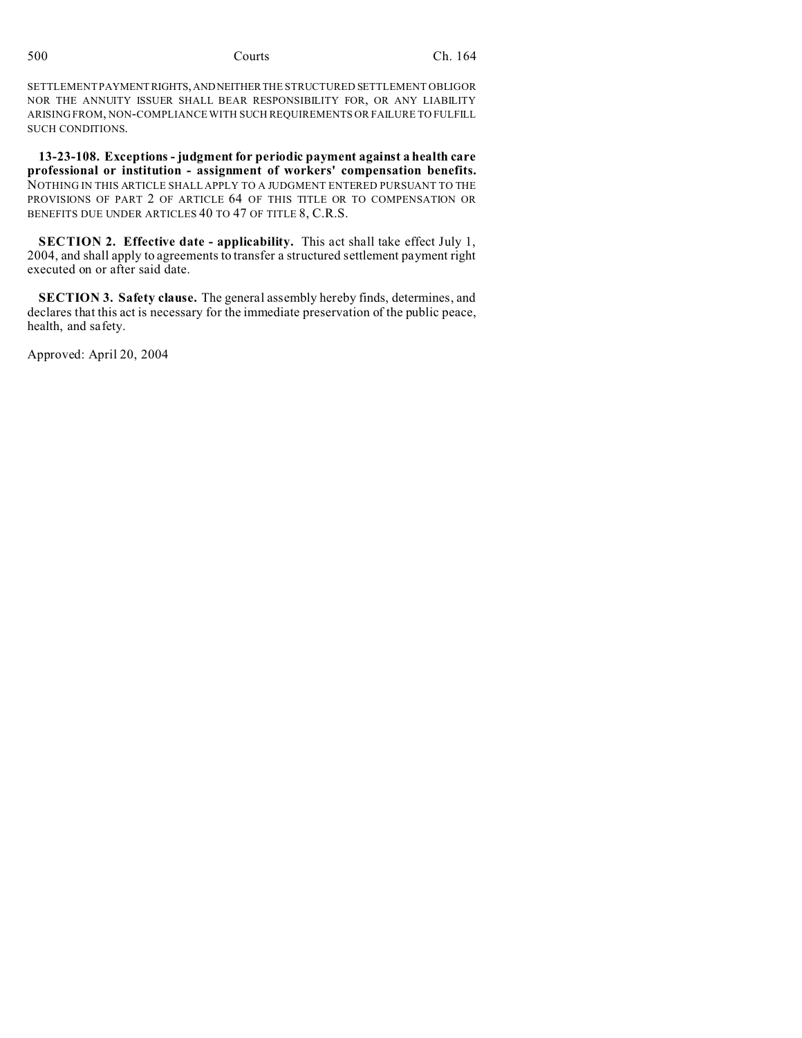SETTLEMENT PAYMENT RIGHTS, AND NEITHER THE STRUCTURED SETTLEMENT OBLIGOR NOR THE ANNUITY ISSUER SHALL BEAR RESPONSIBILITY FOR, OR ANY LIABILITY ARISING FROM, NON-COMPLIANCE WITH SUCH REQUIREMENTS OR FAILURE TO FULFILL SUCH CONDITIONS.

**13-23-108. Exceptions - judgment for periodic payment against a health care professional or institution - assignment of workers' compensation benefits.** NOTHING IN THIS ARTICLE SHALL APPLY TO A JUDGMENT ENTERED PURSUANT TO THE PROVISIONS OF PART 2 OF ARTICLE 64 OF THIS TITLE OR TO COMPENSATION OR BENEFITS DUE UNDER ARTICLES 40 TO 47 OF TITLE 8, C.R.S.

**SECTION 2. Effective date - applicability.** This act shall take effect July 1, 2004, and shall apply to agreements to transfer a structured settlement payment right executed on or after said date.

**SECTION 3. Safety clause.** The general assembly hereby finds, determines, and declares that this act is necessary for the immediate preservation of the public peace, health, and safety.

Approved: April 20, 2004